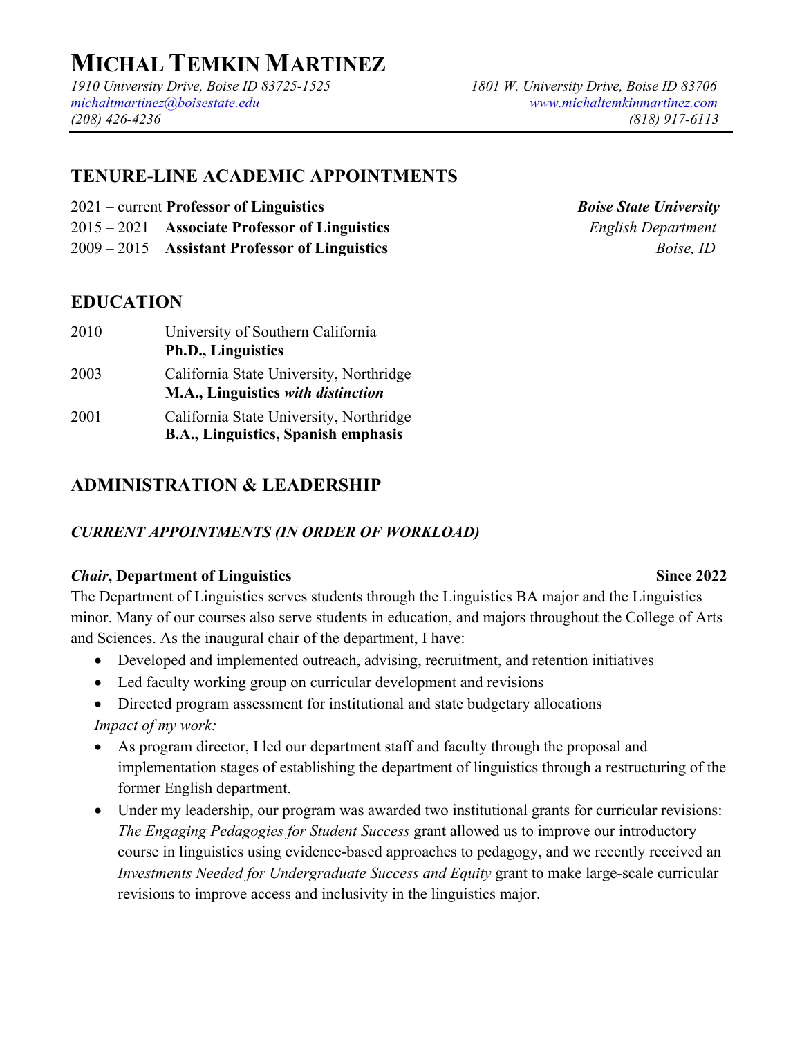# MICHAL TEMKIN MARTINEZ

*1910 University Drive, Boise ID 83725-1525*
*michaltmartinez@boisestate.edu*
*(208) 426-4236*

*1801 W. University Drive, Boise ID 83706*
*www.michaltemkinmartinez.com*
*(818) 917-6113*

## TENURE-LINE ACADEMIC APPOINTMENTS

2021 – current **Professor of Linguistics** — ***Boise State University***
2015 – 2021 **Associate Professor of Linguistics** — *English Department*
2009 – 2015 **Assistant Professor of Linguistics** — *Boise, ID*

## EDUCATION

| | |
|---|---|
| 2010 | University of Southern California<br>**Ph.D., Linguistics** |
| 2003 | California State University, Northridge<br>**M.A., Linguistics *with distinction*** |
| 2001 | California State University, Northridge<br>**B.A., Linguistics, Spanish emphasis** |

## ADMINISTRATION & LEADERSHIP

### *CURRENT APPOINTMENTS (IN ORDER OF WORKLOAD)*

***Chair*, Department of Linguistics** **Since 2022**

The Department of Linguistics serves students through the Linguistics BA major and the Linguistics minor. Many of our courses also serve students in education, and majors throughout the College of Arts and Sciences. As the inaugural chair of the department, I have:

- Developed and implemented outreach, advising, recruitment, and retention initiatives
- Led faculty working group on curricular development and revisions
- Directed program assessment for institutional and state budgetary allocations

*Impact of my work:*

- As program director, I led our department staff and faculty through the proposal and implementation stages of establishing the department of linguistics through a restructuring of the former English department.
- Under my leadership, our program was awarded two institutional grants for curricular revisions: *The Engaging Pedagogies for Student Success* grant allowed us to improve our introductory course in linguistics using evidence-based approaches to pedagogy, and we recently received an *Investments Needed for Undergraduate Success and Equity* grant to make large-scale curricular revisions to improve access and inclusivity in the linguistics major.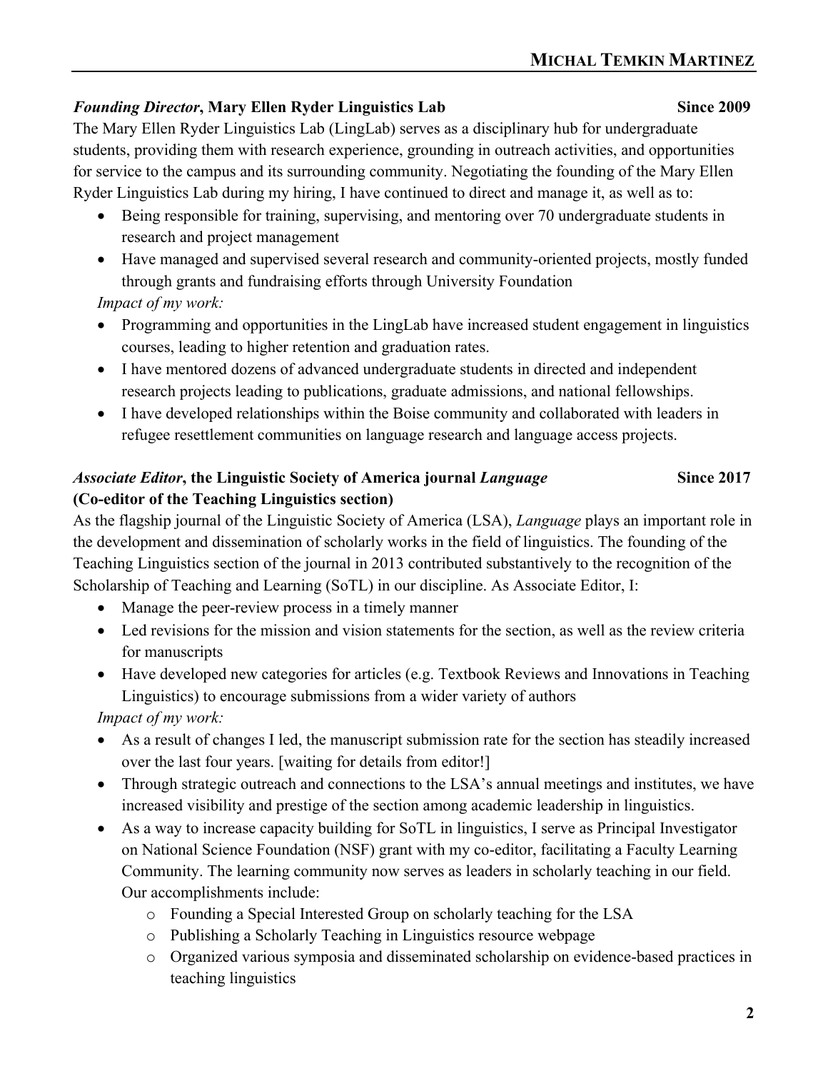***Founding Director*, Mary Ellen Ryder Linguistics Lab** **Since 2009**

The Mary Ellen Ryder Linguistics Lab (LingLab) serves as a disciplinary hub for undergraduate students, providing them with research experience, grounding in outreach activities, and opportunities for service to the campus and its surrounding community. Negotiating the founding of the Mary Ellen Ryder Linguistics Lab during my hiring, I have continued to direct and manage it, as well as to:

- Being responsible for training, supervising, and mentoring over 70 undergraduate students in research and project management
- Have managed and supervised several research and community-oriented projects, mostly funded through grants and fundraising efforts through University Foundation

*Impact of my work:*

- Programming and opportunities in the LingLab have increased student engagement in linguistics courses, leading to higher retention and graduation rates.
- I have mentored dozens of advanced undergraduate students in directed and independent research projects leading to publications, graduate admissions, and national fellowships.
- I have developed relationships within the Boise community and collaborated with leaders in refugee resettlement communities on language research and language access projects.

***Associate Editor*, the Linguistic Society of America journal *Language*** **Since 2017**
**(Co-editor of the Teaching Linguistics section)**

As the flagship journal of the Linguistic Society of America (LSA), *Language* plays an important role in the development and dissemination of scholarly works in the field of linguistics. The founding of the Teaching Linguistics section of the journal in 2013 contributed substantively to the recognition of the Scholarship of Teaching and Learning (SoTL) in our discipline. As Associate Editor, I:

- Manage the peer-review process in a timely manner
- Led revisions for the mission and vision statements for the section, as well as the review criteria for manuscripts
- Have developed new categories for articles (e.g. Textbook Reviews and Innovations in Teaching Linguistics) to encourage submissions from a wider variety of authors

*Impact of my work:*

- As a result of changes I led, the manuscript submission rate for the section has steadily increased over the last four years. [waiting for details from editor!]
- Through strategic outreach and connections to the LSA's annual meetings and institutes, we have increased visibility and prestige of the section among academic leadership in linguistics.
- As a way to increase capacity building for SoTL in linguistics, I serve as Principal Investigator on National Science Foundation (NSF) grant with my co-editor, facilitating a Faculty Learning Community. The learning community now serves as leaders in scholarly teaching in our field. Our accomplishments include:
    - Founding a Special Interested Group on scholarly teaching for the LSA
    - Publishing a Scholarly Teaching in Linguistics resource webpage
    - Organized various symposia and disseminated scholarship on evidence-based practices in teaching linguistics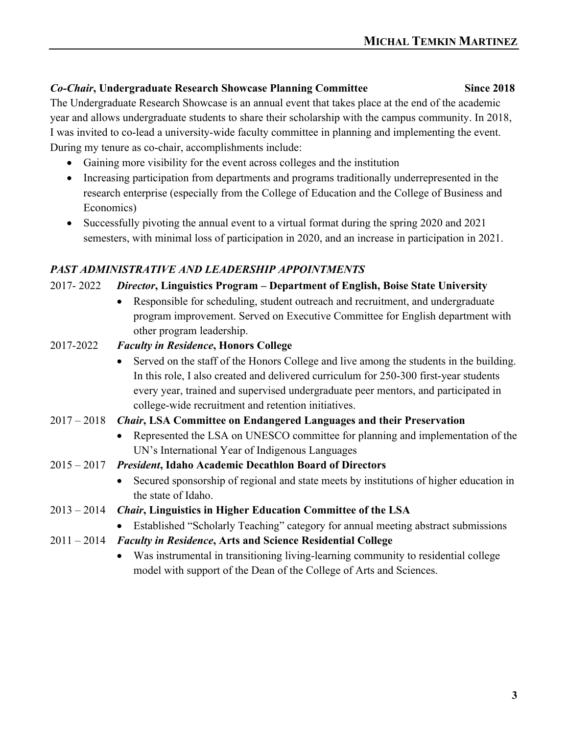***Co-Chair*, Undergraduate Research Showcase Planning Committee** **Since 2018**

The Undergraduate Research Showcase is an annual event that takes place at the end of the academic year and allows undergraduate students to share their scholarship with the campus community. In 2018, I was invited to co-lead a university-wide faculty committee in planning and implementing the event. During my tenure as co-chair, accomplishments include:

- Gaining more visibility for the event across colleges and the institution
- Increasing participation from departments and programs traditionally underrepresented in the research enterprise (especially from the College of Education and the College of Business and Economics)
- Successfully pivoting the annual event to a virtual format during the spring 2020 and 2021 semesters, with minimal loss of participation in 2020, and an increase in participation in 2021.

### *PAST ADMINISTRATIVE AND LEADERSHIP APPOINTMENTS*

2017- 2022 ***Director*, Linguistics Program – Department of English, Boise State University**

- Responsible for scheduling, student outreach and recruitment, and undergraduate program improvement. Served on Executive Committee for English department with other program leadership.

2017-2022 ***Faculty in Residence*, Honors College**

- Served on the staff of the Honors College and live among the students in the building. In this role, I also created and delivered curriculum for 250-300 first-year students every year, trained and supervised undergraduate peer mentors, and participated in college-wide recruitment and retention initiatives.

2017 – 2018 ***Chair*, LSA Committee on Endangered Languages and their Preservation**

- Represented the LSA on UNESCO committee for planning and implementation of the UN's International Year of Indigenous Languages

2015 – 2017 ***President*, Idaho Academic Decathlon Board of Directors**

- Secured sponsorship of regional and state meets by institutions of higher education in the state of Idaho.

2013 – 2014 ***Chair*, Linguistics in Higher Education Committee of the LSA**

- Established "Scholarly Teaching" category for annual meeting abstract submissions

2011 – 2014 ***Faculty in Residence*, Arts and Science Residential College**

- Was instrumental in transitioning living-learning community to residential college model with support of the Dean of the College of Arts and Sciences.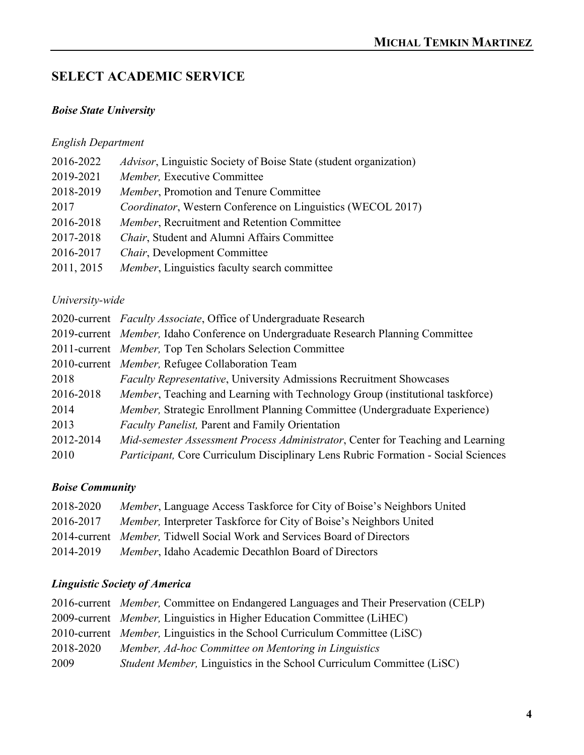## SELECT ACADEMIC SERVICE

### *Boise State University*

*English Department*

| | |
|---|---|
| 2016-2022 | *Advisor*, Linguistic Society of Boise State (student organization) |
| 2019-2021 | *Member,* Executive Committee |
| 2018-2019 | *Member*, Promotion and Tenure Committee |
| 2017 | *Coordinator*, Western Conference on Linguistics (WECOL 2017) |
| 2016-2018 | *Member*, Recruitment and Retention Committee |
| 2017-2018 | *Chair*, Student and Alumni Affairs Committee |
| 2016-2017 | *Chair*, Development Committee |
| 2011, 2015 | *Member*, Linguistics faculty search committee |

*University-wide*

| | |
|---|---|
| 2020-current | *Faculty Associate*, Office of Undergraduate Research |
| 2019-current | *Member,* Idaho Conference on Undergraduate Research Planning Committee |
| 2011-current | *Member,* Top Ten Scholars Selection Committee |
| 2010-current | *Member,* Refugee Collaboration Team |
| 2018 | *Faculty Representative*, University Admissions Recruitment Showcases |
| 2016-2018 | *Member*, Teaching and Learning with Technology Group (institutional taskforce) |
| 2014 | *Member,* Strategic Enrollment Planning Committee (Undergraduate Experience) |
| 2013 | *Faculty Panelist,* Parent and Family Orientation |
| 2012-2014 | *Mid-semester Assessment Process Administrator*, Center for Teaching and Learning |
| 2010 | *Participant,* Core Curriculum Disciplinary Lens Rubric Formation - Social Sciences |

### *Boise Community*

| | |
|---|---|
| 2018-2020 | *Member*, Language Access Taskforce for City of Boise's Neighbors United |
| 2016-2017 | *Member,* Interpreter Taskforce for City of Boise's Neighbors United |
| 2014-current | *Member,* Tidwell Social Work and Services Board of Directors |
| 2014-2019 | *Member*, Idaho Academic Decathlon Board of Directors |

### *Linguistic Society of America*

| | |
|---|---|
| 2016-current | *Member,* Committee on Endangered Languages and Their Preservation (CELP) |
| 2009-current | *Member,* Linguistics in Higher Education Committee (LiHEC) |
| 2010-current | *Member,* Linguistics in the School Curriculum Committee (LiSC) |
| 2018-2020 | *Member, Ad-hoc Committee on Mentoring in Linguistics* |
| 2009 | *Student Member,* Linguistics in the School Curriculum Committee (LiSC) |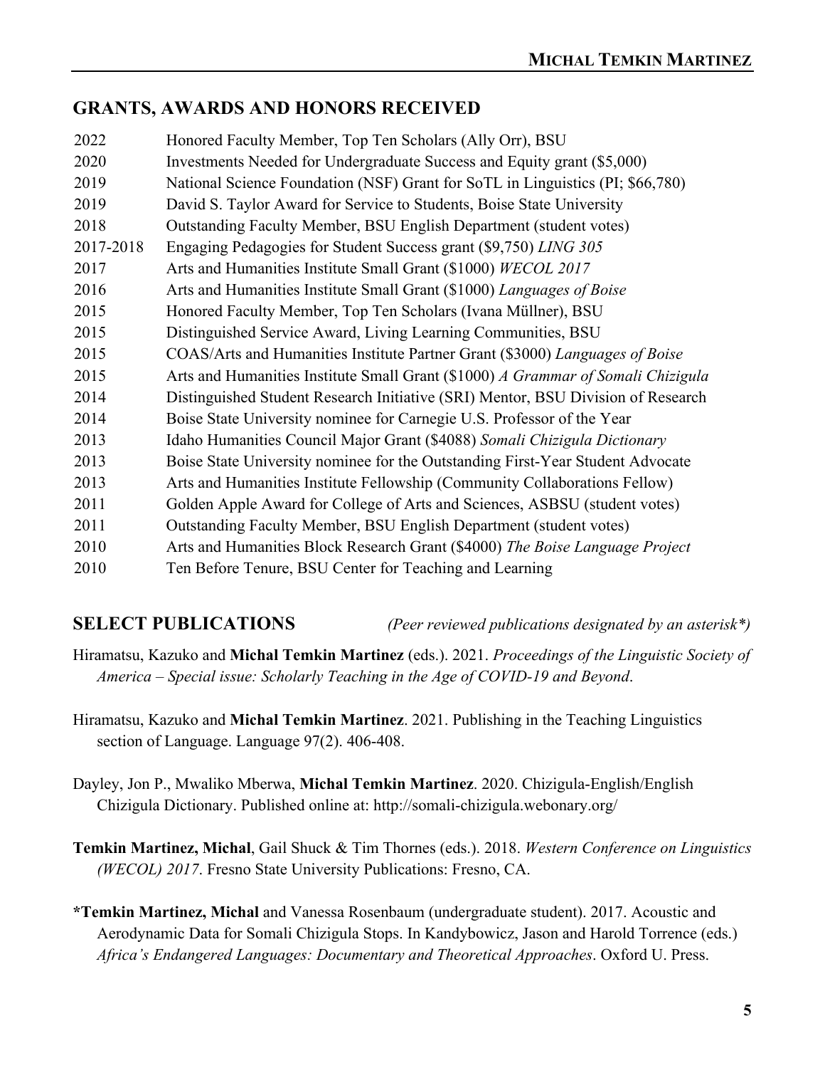## GRANTS, AWARDS AND HONORS RECEIVED

| | |
|---|---|
| 2022 | Honored Faculty Member, Top Ten Scholars (Ally Orr), BSU |
| 2020 | Investments Needed for Undergraduate Success and Equity grant ($5,000) |
| 2019 | National Science Foundation (NSF) Grant for SoTL in Linguistics (PI; $66,780) |
| 2019 | David S. Taylor Award for Service to Students, Boise State University |
| 2018 | Outstanding Faculty Member, BSU English Department (student votes) |
| 2017-2018 | Engaging Pedagogies for Student Success grant ($9,750) *LING 305* |
| 2017 | Arts and Humanities Institute Small Grant ($1000) *WECOL 2017* |
| 2016 | Arts and Humanities Institute Small Grant ($1000) *Languages of Boise* |
| 2015 | Honored Faculty Member, Top Ten Scholars (Ivana Müllner), BSU |
| 2015 | Distinguished Service Award, Living Learning Communities, BSU |
| 2015 | COAS/Arts and Humanities Institute Partner Grant ($3000) *Languages of Boise* |
| 2015 | Arts and Humanities Institute Small Grant ($1000) *A Grammar of Somali Chizigula* |
| 2014 | Distinguished Student Research Initiative (SRI) Mentor, BSU Division of Research |
| 2014 | Boise State University nominee for Carnegie U.S. Professor of the Year |
| 2013 | Idaho Humanities Council Major Grant ($4088) *Somali Chizigula Dictionary* |
| 2013 | Boise State University nominee for the Outstanding First-Year Student Advocate |
| 2013 | Arts and Humanities Institute Fellowship (Community Collaborations Fellow) |
| 2011 | Golden Apple Award for College of Arts and Sciences, ASBSU (student votes) |
| 2011 | Outstanding Faculty Member, BSU English Department (student votes) |
| 2010 | Arts and Humanities Block Research Grant ($4000) *The Boise Language Project* |
| 2010 | Ten Before Tenure, BSU Center for Teaching and Learning |

## SELECT PUBLICATIONS *(Peer reviewed publications designated by an asterisk*)*

Hiramatsu, Kazuko and **Michal Temkin Martinez** (eds.). 2021. *Proceedings of the Linguistic Society of America – Special issue: Scholarly Teaching in the Age of COVID-19 and Beyond*.

Hiramatsu, Kazuko and **Michal Temkin Martinez**. 2021. Publishing in the Teaching Linguistics section of Language. Language 97(2). 406-408.

Dayley, Jon P., Mwaliko Mberwa, **Michal Temkin Martinez**. 2020. Chizigula-English/English Chizigula Dictionary. Published online at: http://somali-chizigula.webonary.org/

**Temkin Martinez, Michal**, Gail Shuck & Tim Thornes (eds.). 2018. *Western Conference on Linguistics (WECOL) 2017*. Fresno State University Publications: Fresno, CA.

**\*Temkin Martinez, Michal** and Vanessa Rosenbaum (undergraduate student). 2017. Acoustic and Aerodynamic Data for Somali Chizigula Stops. In Kandybowicz, Jason and Harold Torrence (eds.) *Africa's Endangered Languages: Documentary and Theoretical Approaches*. Oxford U. Press.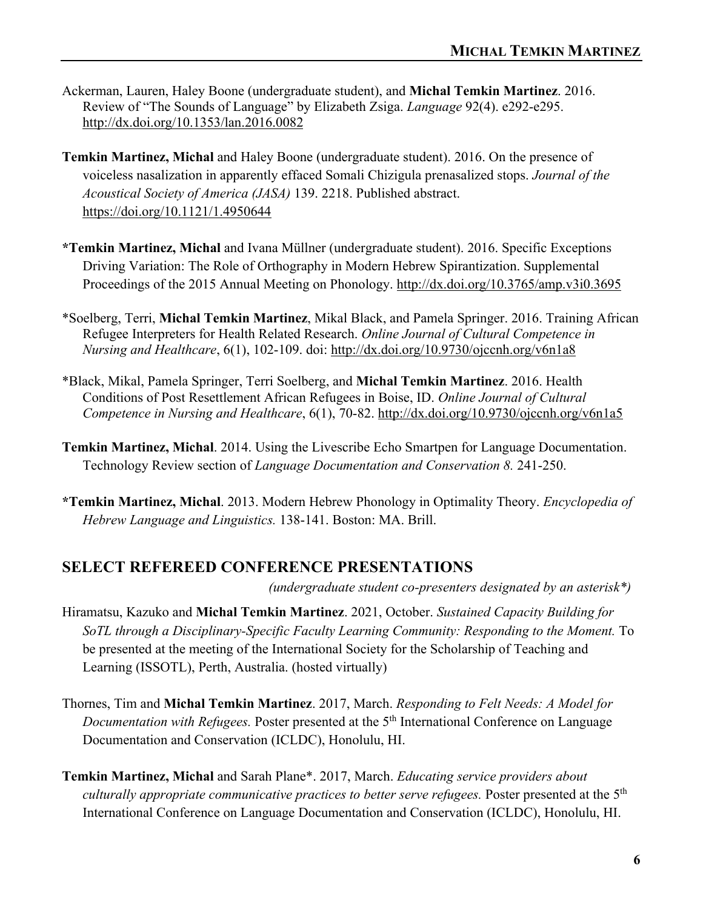Ackerman, Lauren, Haley Boone (undergraduate student), and **Michal Temkin Martinez**. 2016. Review of "The Sounds of Language" by Elizabeth Zsiga. *Language* 92(4). e292-e295. http://dx.doi.org/10.1353/lan.2016.0082

**Temkin Martinez, Michal** and Haley Boone (undergraduate student). 2016. On the presence of voiceless nasalization in apparently effaced Somali Chizigula prenasalized stops. *Journal of the Acoustical Society of America (JASA)* 139. 2218. Published abstract. https://doi.org/10.1121/1.4950644

***Temkin Martinez, Michal** and Ivana Müllner (undergraduate student). 2016. Specific Exceptions Driving Variation: The Role of Orthography in Modern Hebrew Spirantization. Supplemental Proceedings of the 2015 Annual Meeting on Phonology. http://dx.doi.org/10.3765/amp.v3i0.3695

*Soelberg, Terri, **Michal Temkin Martinez**, Mikal Black, and Pamela Springer. 2016. Training African Refugee Interpreters for Health Related Research. *Online Journal of Cultural Competence in Nursing and Healthcare*, 6(1), 102-109. doi: http://dx.doi.org/10.9730/ojccnh.org/v6n1a8

*Black, Mikal, Pamela Springer, Terri Soelberg, and **Michal Temkin Martinez**. 2016. Health Conditions of Post Resettlement African Refugees in Boise, ID. *Online Journal of Cultural Competence in Nursing and Healthcare*, 6(1), 70-82. http://dx.doi.org/10.9730/ojccnh.org/v6n1a5

**Temkin Martinez, Michal**. 2014. Using the Livescribe Echo Smartpen for Language Documentation. Technology Review section of *Language Documentation and Conservation 8.* 241-250.

***Temkin Martinez, Michal**. 2013. Modern Hebrew Phonology in Optimality Theory. *Encyclopedia of Hebrew Language and Linguistics.* 138-141. Boston: MA. Brill.

## SELECT REFEREED CONFERENCE PRESENTATIONS

*(undergraduate student co-presenters designated by an asterisk*)*

Hiramatsu, Kazuko and **Michal Temkin Martinez**. 2021, October. *Sustained Capacity Building for SoTL through a Disciplinary-Specific Faculty Learning Community: Responding to the Moment.* To be presented at the meeting of the International Society for the Scholarship of Teaching and Learning (ISSOTL), Perth, Australia. (hosted virtually)

Thornes, Tim and **Michal Temkin Martinez**. 2017, March. *Responding to Felt Needs: A Model for Documentation with Refugees.* Poster presented at the 5th International Conference on Language Documentation and Conservation (ICLDC), Honolulu, HI.

**Temkin Martinez, Michal** and Sarah Plane*. 2017, March. *Educating service providers about culturally appropriate communicative practices to better serve refugees.* Poster presented at the 5th International Conference on Language Documentation and Conservation (ICLDC), Honolulu, HI.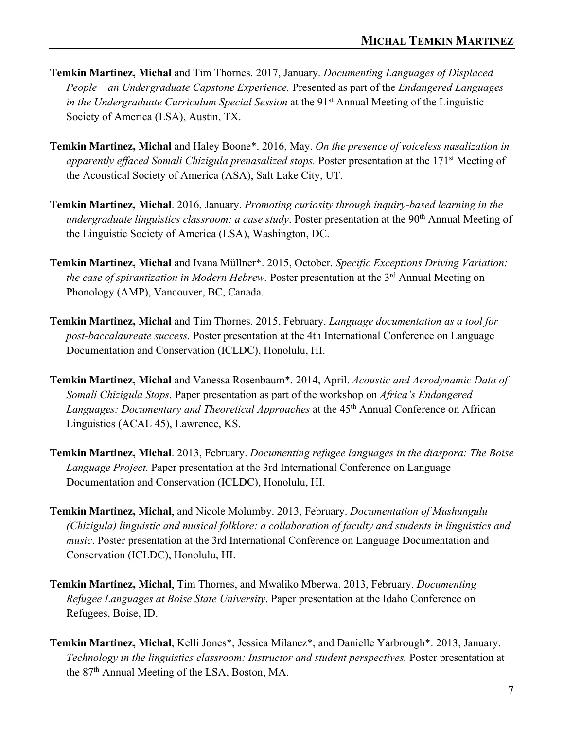**Temkin Martinez, Michal** and Tim Thornes. 2017, January. *Documenting Languages of Displaced People – an Undergraduate Capstone Experience.* Presented as part of the *Endangered Languages in the Undergraduate Curriculum Special Session* at the 91st Annual Meeting of the Linguistic Society of America (LSA), Austin, TX.

**Temkin Martinez, Michal** and Haley Boone*. 2016, May. *On the presence of voiceless nasalization in apparently effaced Somali Chizigula prenasalized stops.* Poster presentation at the 171st Meeting of the Acoustical Society of America (ASA), Salt Lake City, UT.

**Temkin Martinez, Michal**. 2016, January. *Promoting curiosity through inquiry-based learning in the undergraduate linguistics classroom: a case study*. Poster presentation at the 90th Annual Meeting of the Linguistic Society of America (LSA), Washington, DC.

**Temkin Martinez, Michal** and Ivana Müllner*. 2015, October. *Specific Exceptions Driving Variation: the case of spirantization in Modern Hebrew.* Poster presentation at the 3rd Annual Meeting on Phonology (AMP), Vancouver, BC, Canada.

**Temkin Martinez, Michal** and Tim Thornes. 2015, February. *Language documentation as a tool for post-baccalaureate success.* Poster presentation at the 4th International Conference on Language Documentation and Conservation (ICLDC), Honolulu, HI.

**Temkin Martinez, Michal** and Vanessa Rosenbaum*. 2014, April. *Acoustic and Aerodynamic Data of Somali Chizigula Stops.* Paper presentation as part of the workshop on *Africa's Endangered Languages: Documentary and Theoretical Approaches* at the 45th Annual Conference on African Linguistics (ACAL 45), Lawrence, KS.

**Temkin Martinez, Michal**. 2013, February. *Documenting refugee languages in the diaspora: The Boise Language Project.* Paper presentation at the 3rd International Conference on Language Documentation and Conservation (ICLDC), Honolulu, HI.

**Temkin Martinez, Michal**, and Nicole Molumby. 2013, February. *Documentation of Mushungulu (Chizigula) linguistic and musical folklore: a collaboration of faculty and students in linguistics and music*. Poster presentation at the 3rd International Conference on Language Documentation and Conservation (ICLDC), Honolulu, HI.

**Temkin Martinez, Michal**, Tim Thornes, and Mwaliko Mberwa. 2013, February. *Documenting Refugee Languages at Boise State University*. Paper presentation at the Idaho Conference on Refugees, Boise, ID.

**Temkin Martinez, Michal**, Kelli Jones*, Jessica Milanez*, and Danielle Yarbrough*. 2013, January. *Technology in the linguistics classroom: Instructor and student perspectives.* Poster presentation at the 87th Annual Meeting of the LSA, Boston, MA.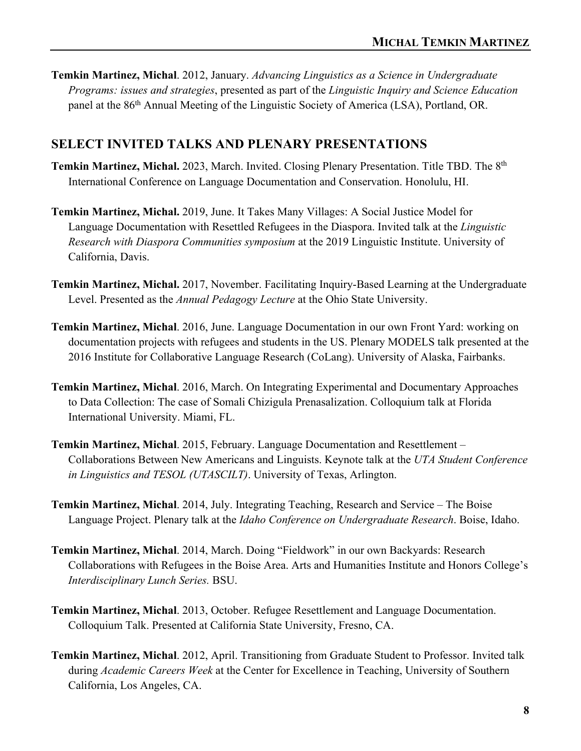**Temkin Martinez, Michal**. 2012, January. *Advancing Linguistics as a Science in Undergraduate Programs: issues and strategies*, presented as part of the *Linguistic Inquiry and Science Education* panel at the 86th Annual Meeting of the Linguistic Society of America (LSA), Portland, OR.

## SELECT INVITED TALKS AND PLENARY PRESENTATIONS

**Temkin Martinez, Michal.** 2023, March. Invited. Closing Plenary Presentation. Title TBD. The 8th International Conference on Language Documentation and Conservation. Honolulu, HI.

**Temkin Martinez, Michal.** 2019, June. It Takes Many Villages: A Social Justice Model for Language Documentation with Resettled Refugees in the Diaspora. Invited talk at the *Linguistic Research with Diaspora Communities symposium* at the 2019 Linguistic Institute. University of California, Davis.

**Temkin Martinez, Michal.** 2017, November. Facilitating Inquiry-Based Learning at the Undergraduate Level. Presented as the *Annual Pedagogy Lecture* at the Ohio State University.

**Temkin Martinez, Michal**. 2016, June. Language Documentation in our own Front Yard: working on documentation projects with refugees and students in the US. Plenary MODELS talk presented at the 2016 Institute for Collaborative Language Research (CoLang). University of Alaska, Fairbanks.

**Temkin Martinez, Michal**. 2016, March. On Integrating Experimental and Documentary Approaches to Data Collection: The case of Somali Chizigula Prenasalization. Colloquium talk at Florida International University. Miami, FL.

**Temkin Martinez, Michal**. 2015, February. Language Documentation and Resettlement – Collaborations Between New Americans and Linguists. Keynote talk at the *UTA Student Conference in Linguistics and TESOL (UTASCILT)*. University of Texas, Arlington.

**Temkin Martinez, Michal**. 2014, July. Integrating Teaching, Research and Service – The Boise Language Project. Plenary talk at the *Idaho Conference on Undergraduate Research*. Boise, Idaho.

**Temkin Martinez, Michal**. 2014, March. Doing "Fieldwork" in our own Backyards: Research Collaborations with Refugees in the Boise Area. Arts and Humanities Institute and Honors College's *Interdisciplinary Lunch Series.* BSU.

**Temkin Martinez, Michal**. 2013, October. Refugee Resettlement and Language Documentation. Colloquium Talk. Presented at California State University, Fresno, CA.

**Temkin Martinez, Michal**. 2012, April. Transitioning from Graduate Student to Professor. Invited talk during *Academic Careers Week* at the Center for Excellence in Teaching, University of Southern California, Los Angeles, CA.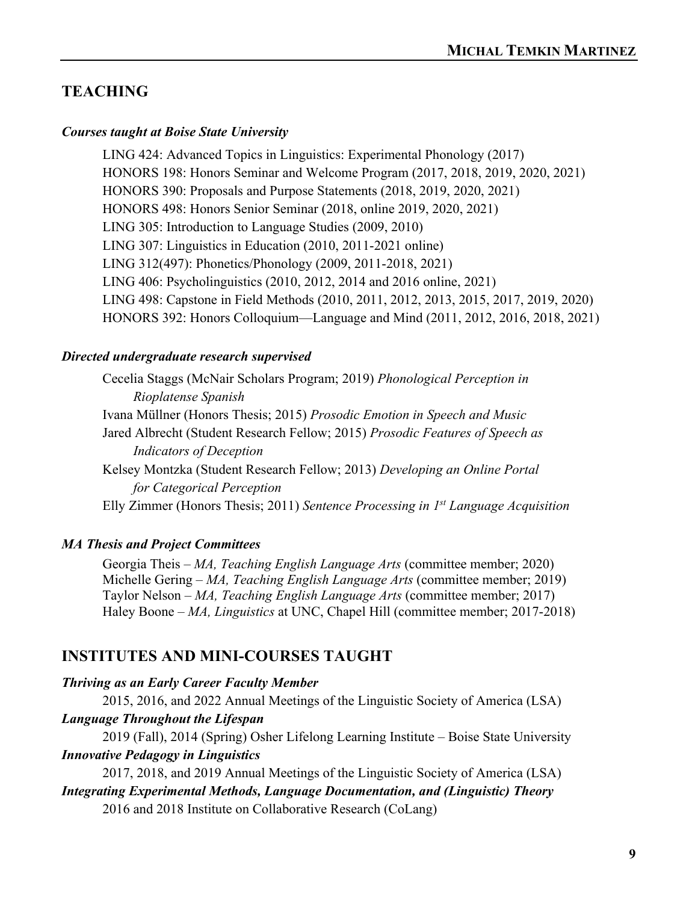## TEACHING

### *Courses taught at Boise State University*

LING 424: Advanced Topics in Linguistics: Experimental Phonology (2017)
HONORS 198: Honors Seminar and Welcome Program (2017, 2018, 2019, 2020, 2021)
HONORS 390: Proposals and Purpose Statements (2018, 2019, 2020, 2021)
HONORS 498: Honors Senior Seminar (2018, online 2019, 2020, 2021)
LING 305: Introduction to Language Studies (2009, 2010)
LING 307: Linguistics in Education (2010, 2011-2021 online)
LING 312(497): Phonetics/Phonology (2009, 2011-2018, 2021)
LING 406: Psycholinguistics (2010, 2012, 2014 and 2016 online, 2021)
LING 498: Capstone in Field Methods (2010, 2011, 2012, 2013, 2015, 2017, 2019, 2020)
HONORS 392: Honors Colloquium—Language and Mind (2011, 2012, 2016, 2018, 2021)

### *Directed undergraduate research supervised*

Cecelia Staggs (McNair Scholars Program; 2019) *Phonological Perception in Rioplatense Spanish*
Ivana Müllner (Honors Thesis; 2015) *Prosodic Emotion in Speech and Music*
Jared Albrecht (Student Research Fellow; 2015) *Prosodic Features of Speech as Indicators of Deception*
Kelsey Montzka (Student Research Fellow; 2013) *Developing an Online Portal for Categorical Perception*
Elly Zimmer (Honors Thesis; 2011) *Sentence Processing in 1st Language Acquisition*

### *MA Thesis and Project Committees*

Georgia Theis – *MA, Teaching English Language Arts* (committee member; 2020)
Michelle Gering – *MA, Teaching English Language Arts* (committee member; 2019)
Taylor Nelson – *MA, Teaching English Language Arts* (committee member; 2017)
Haley Boone – *MA, Linguistics* at UNC, Chapel Hill (committee member; 2017-2018)

## INSTITUTES AND MINI-COURSES TAUGHT

***Thriving as an Early Career Faculty Member***
2015, 2016, and 2022 Annual Meetings of the Linguistic Society of America (LSA)

***Language Throughout the Lifespan***
2019 (Fall), 2014 (Spring) Osher Lifelong Learning Institute – Boise State University

***Innovative Pedagogy in Linguistics***
2017, 2018, and 2019 Annual Meetings of the Linguistic Society of America (LSA)

***Integrating Experimental Methods, Language Documentation, and (Linguistic) Theory***
2016 and 2018 Institute on Collaborative Research (CoLang)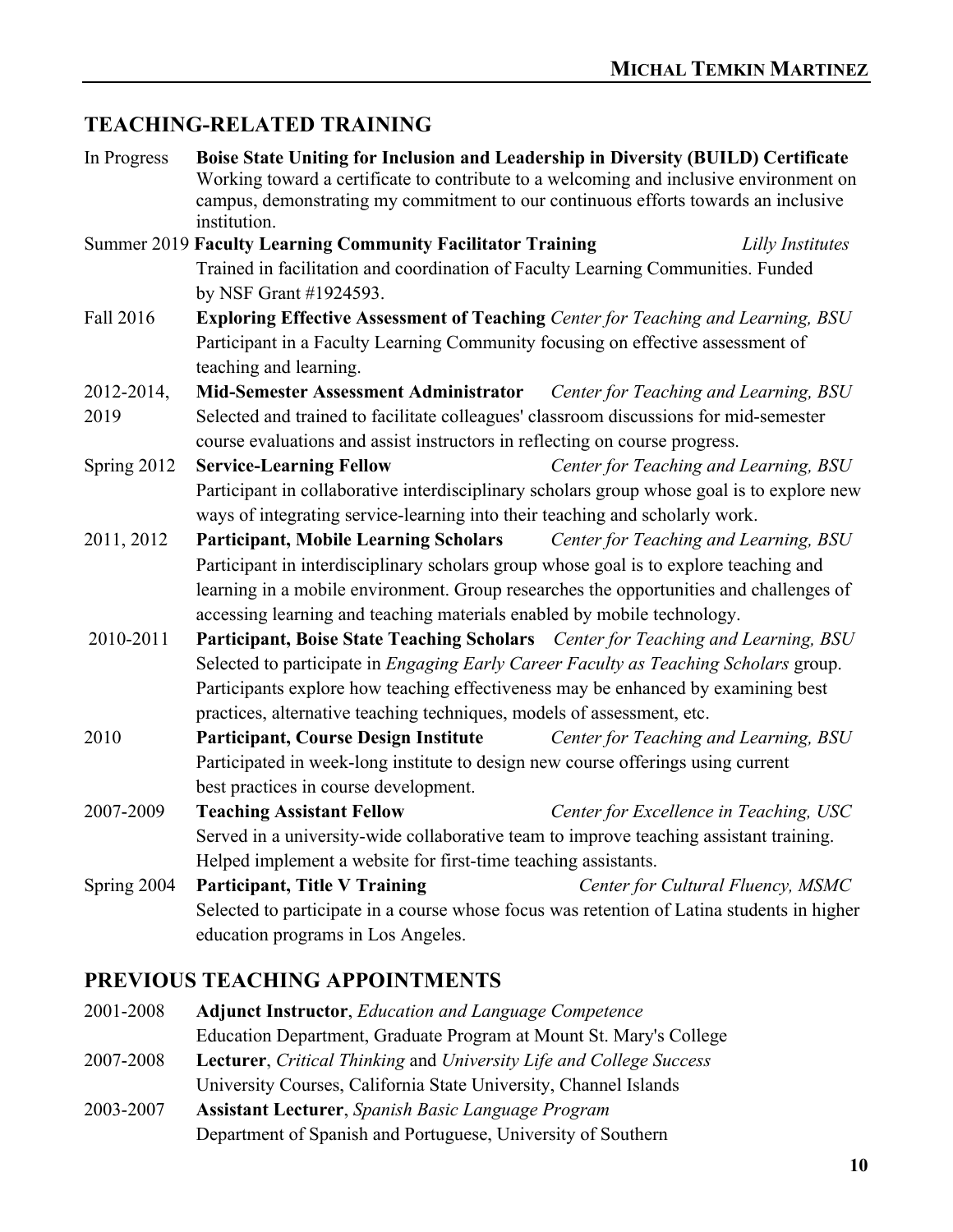## TEACHING-RELATED TRAINING

In Progress **Boise State Uniting for Inclusion and Leadership in Diversity (BUILD) Certificate**
Working toward a certificate to contribute to a welcoming and inclusive environment on campus, demonstrating my commitment to our continuous efforts towards an inclusive institution.

Summer 2019 **Faculty Learning Community Facilitator Training** *Lilly Institutes*
Trained in facilitation and coordination of Faculty Learning Communities. Funded by NSF Grant #1924593.

Fall 2016 **Exploring Effective Assessment of Teaching** *Center for Teaching and Learning, BSU*
Participant in a Faculty Learning Community focusing on effective assessment of teaching and learning.

2012-2014, 2019 **Mid-Semester Assessment Administrator** *Center for Teaching and Learning, BSU*
Selected and trained to facilitate colleagues' classroom discussions for mid-semester course evaluations and assist instructors in reflecting on course progress.

Spring 2012 **Service-Learning Fellow** *Center for Teaching and Learning, BSU*
Participant in collaborative interdisciplinary scholars group whose goal is to explore new ways of integrating service-learning into their teaching and scholarly work.

2011, 2012 **Participant, Mobile Learning Scholars** *Center for Teaching and Learning, BSU*
Participant in interdisciplinary scholars group whose goal is to explore teaching and learning in a mobile environment. Group researches the opportunities and challenges of accessing learning and teaching materials enabled by mobile technology.

2010-2011 **Participant, Boise State Teaching Scholars** *Center for Teaching and Learning, BSU*
Selected to participate in *Engaging Early Career Faculty as Teaching Scholars* group. Participants explore how teaching effectiveness may be enhanced by examining best practices, alternative teaching techniques, models of assessment, etc.

2010 **Participant, Course Design Institute** *Center for Teaching and Learning, BSU*
Participated in week-long institute to design new course offerings using current best practices in course development.

2007-2009 **Teaching Assistant Fellow** *Center for Excellence in Teaching, USC*
Served in a university-wide collaborative team to improve teaching assistant training. Helped implement a website for first-time teaching assistants.

Spring 2004 **Participant, Title V Training** *Center for Cultural Fluency, MSMC*
Selected to participate in a course whose focus was retention of Latina students in higher education programs in Los Angeles.

## PREVIOUS TEACHING APPOINTMENTS

2001-2008 **Adjunct Instructor**, *Education and Language Competence*
Education Department, Graduate Program at Mount St. Mary's College

2007-2008 **Lecturer**, *Critical Thinking* and *University Life and College Success*
University Courses, California State University, Channel Islands

2003-2007 **Assistant Lecturer**, *Spanish Basic Language Program*
Department of Spanish and Portuguese, University of Southern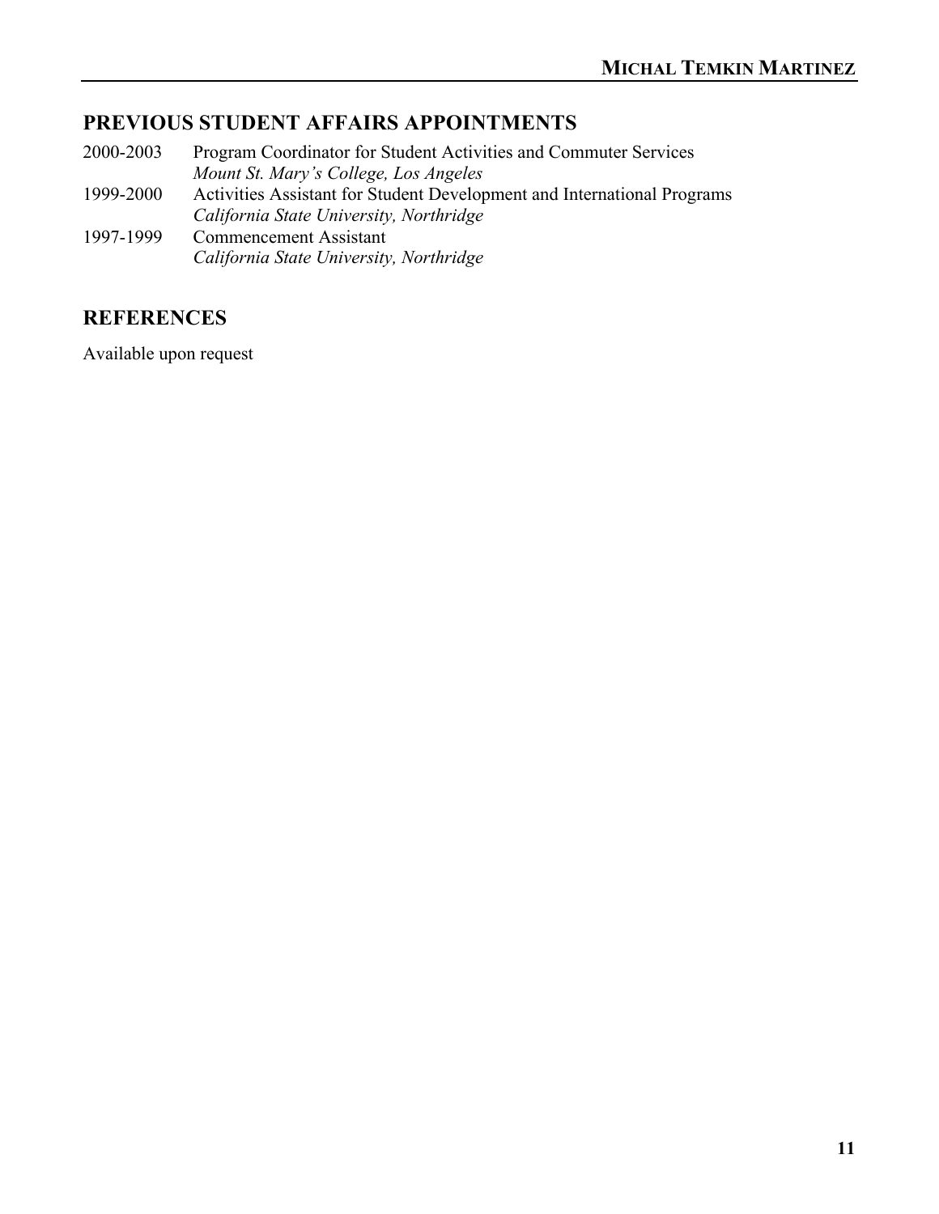## PREVIOUS STUDENT AFFAIRS APPOINTMENTS

2000-2003 Program Coordinator for Student Activities and Commuter Services
*Mount St. Mary's College, Los Angeles*

1999-2000 Activities Assistant for Student Development and International Programs
*California State University, Northridge*

1997-1999 Commencement Assistant
*California State University, Northridge*

## REFERENCES

Available upon request